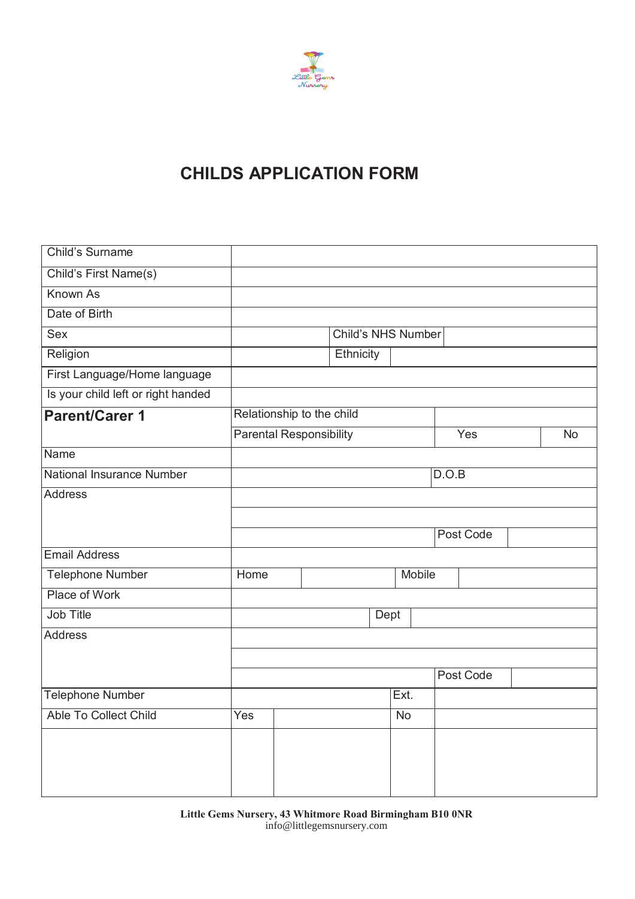# CHILDS APPLICATION FORM

| Child's Surname | | | | | |
|---|---|---|---|---|---|
| Child's First Name(s) | | | | | |
| Known As | | | | | |
| Date of Birth | | | | | |
| Sex | | Child's NHS Number | | | |
| Religion | | Ethnicity | | | |
| First Language/Home language | | | | | |
| Is your child left or right handed | | | | | |
| **Parent/Carer 1** | Relationship to the child | | | | |
| | Parental Responsibility | | Yes | | No |
| Name | | | | | |
| National Insurance Number | | | D.O.B | | |
| Address | | | | | |
| | | | | | |
| | | | Post Code | | |
| Email Address | | | | | |
| Telephone Number | Home | | Mobile | | |
| Place of Work | | | | | |
| Job Title | | Dept | | | |
| Address | | | | | |
| | | | | | |
| | | | Post Code | | |
| Telephone Number | | Ext. | | | |
| Able To Collect Child | Yes | | No | | |
| | | | | | |

**Little Gems Nursery, 43 Whitmore Road Birmingham B10 0NR**
info@littlegemsnursery.com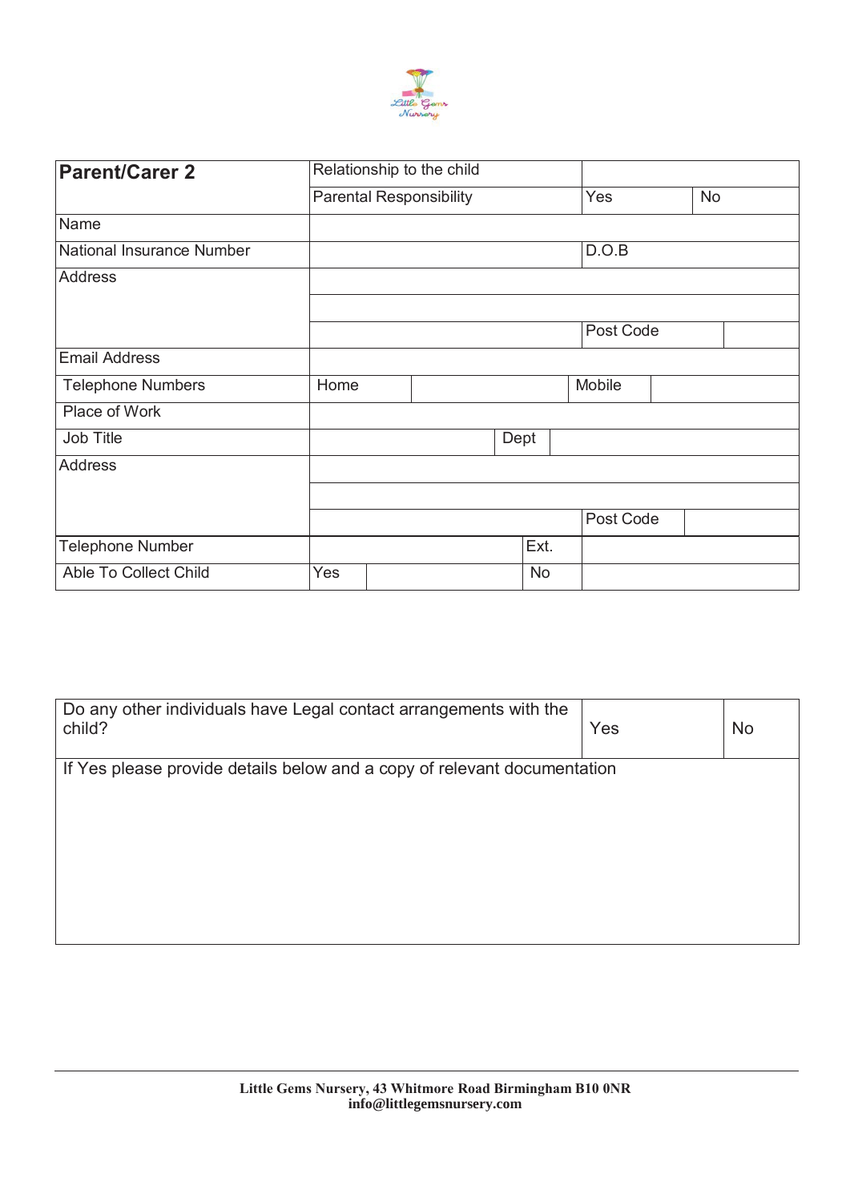| Parent/Carer 2 | Relationship to the child | | | | | |
|---|---|---|---|---|---|---|
| | Parental Responsibility | | | Yes | No | |
| Name | | | | | | |
| National Insurance Number | | | | D.O.B | | |
| Address | | | | | | |
| | | | | | | |
| | | | | Post Code | | |
| Email Address | | | | | | |
| Telephone Numbers | Home | | | Mobile | | |
| Place of Work | | | | | | |
| Job Title | | Dept | | | | |
| Address | | | | | | |
| | | | | | | |
| | | | | Post Code | | |
| Telephone Number | | Ext. | | | | |
| Able To Collect Child | Yes | | No | | | |

| Do any other individuals have Legal contact arrangements with the child? | Yes | No |
|---|---|---|
| If Yes please provide details below and a copy of relevant documentation | | |

Little Gems Nursery, 43 Whitmore Road Birmingham B10 0NR
info@littlegemsnursery.com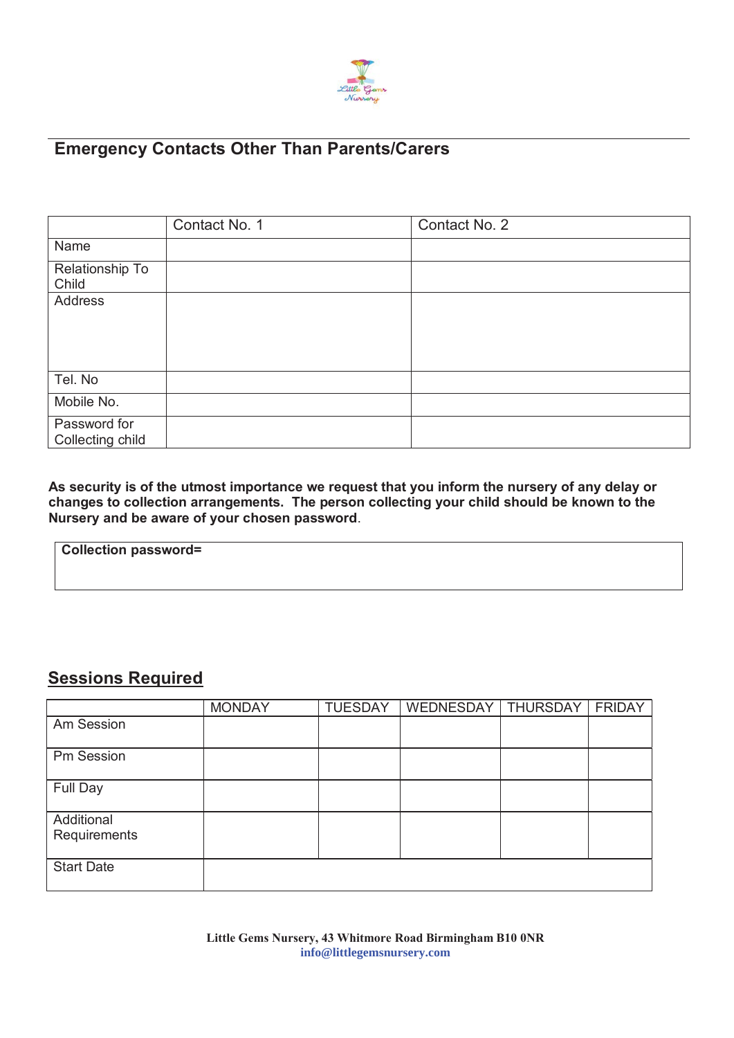## Emergency Contacts Other Than Parents/Carers

| | Contact No. 1 | Contact No. 2 |
|---|---|---|
| Name | | |
| Relationship To Child | | |
| Address | | |
| Tel. No | | |
| Mobile No. | | |
| Password for Collecting child | | |

**As security is of the utmost importance we request that you inform the nursery of any delay or changes to collection arrangements. The person collecting your child should be known to the Nursery and be aware of your chosen password**.

| **Collection password=** |
|---|
| |

## Sessions Required

| | MONDAY | TUESDAY | WEDNESDAY | THURSDAY | FRIDAY |
|---|---|---|---|---|---|
| Am Session | | | | | |
| Pm Session | | | | | |
| Full Day | | | | | |
| Additional Requirements | | | | | |
| Start Date | | | | | |

**Little Gems Nursery, 43 Whitmore Road Birmingham B10 0NR**
**info@littlegemsnursery.com**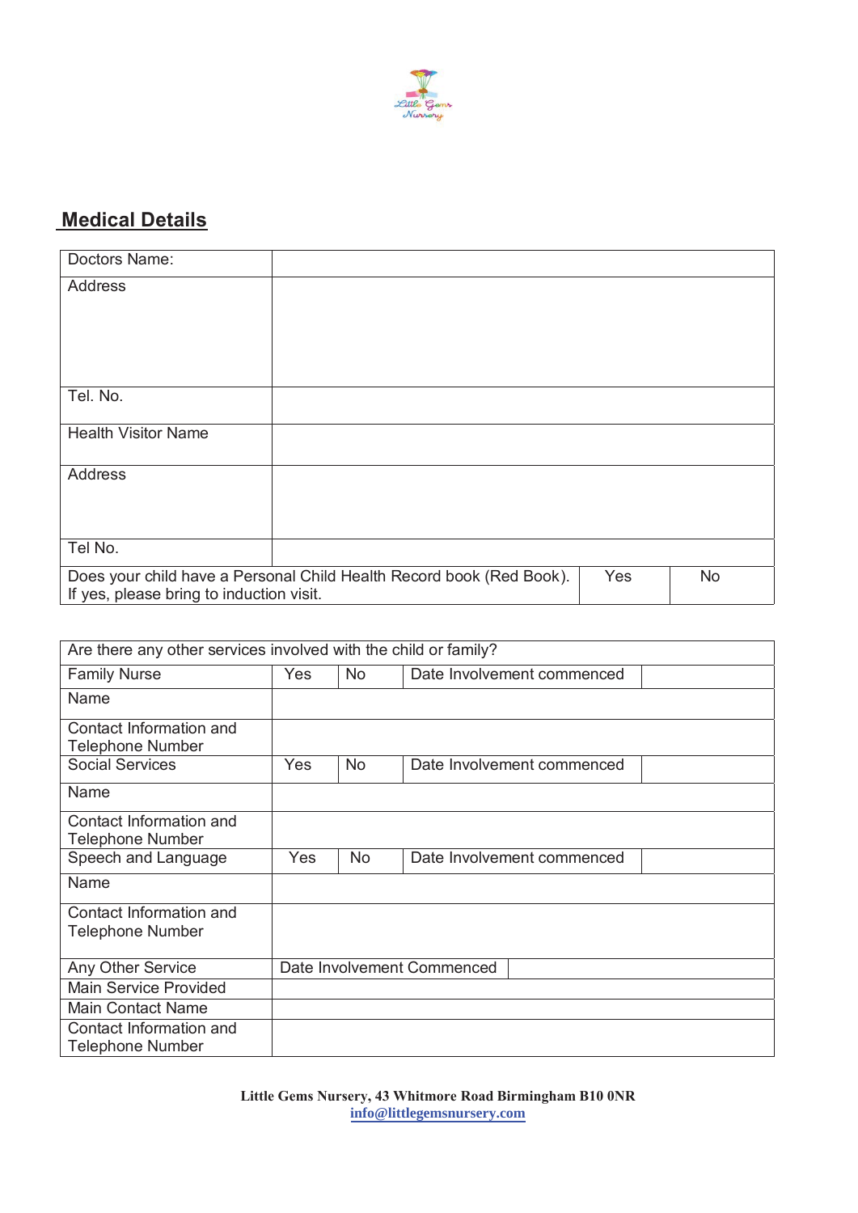## Medical Details

| Doctors Name: | |
|---|---|
| Address | |
| Tel. No. | |
| Health Visitor Name | |
| Address | |
| Tel No. | |

| Does your child have a Personal Child Health Record book (Red Book). If yes, please bring to induction visit. | Yes | No |
|---|---|---|

| Are there any other services involved with the child or family? | | | | |
|---|---|---|---|---|
| Family Nurse | Yes | No | Date Involvement commenced | |
| Name | | | | |
| Contact Information and Telephone Number | | | | |
| Social Services | Yes | No | Date Involvement commenced | |
| Name | | | | |
| Contact Information and Telephone Number | | | | |
| Speech and Language | Yes | No | Date Involvement commenced | |
| Name | | | | |
| Contact Information and Telephone Number | | | | |

| Any Other Service | Date Involvement Commenced | |
|---|---|---|
| Main Service Provided | | |
| Main Contact Name | | |
| Contact Information and Telephone Number | | |

**Little Gems Nursery, 43 Whitmore Road Birmingham B10 0NR**
**info@littlegemsnursery.com**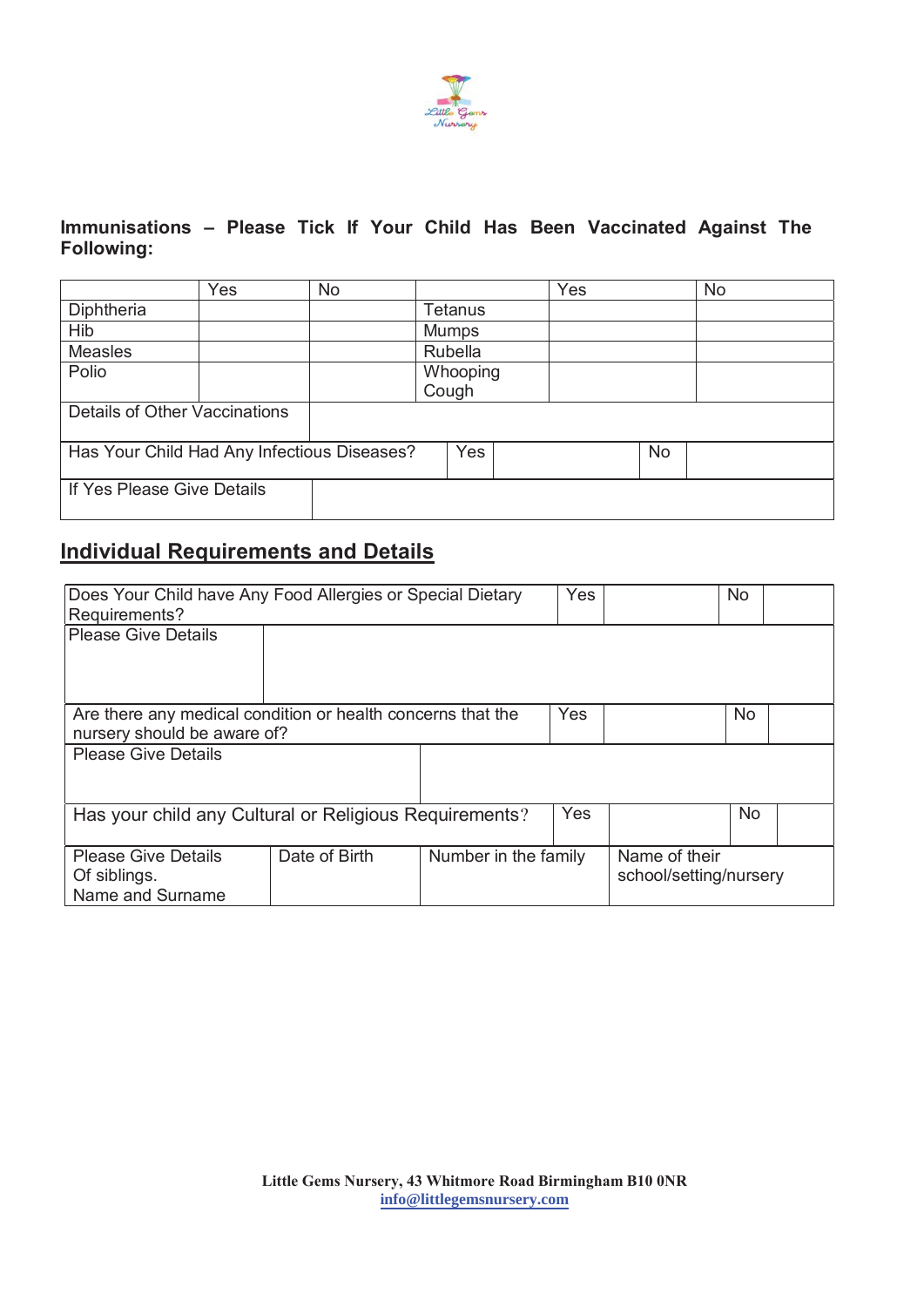**Immunisations – Please Tick If Your Child Has Been Vaccinated Against The Following:**

| | Yes | No | | Yes | No |
|---|---|---|---|---|---|
| Diphtheria | | | Tetanus | | |
| Hib | | | Mumps | | |
| Measles | | | Rubella | | |
| Polio | | | Whooping Cough | | |
| Details of Other Vaccinations | | | | | |
| Has Your Child Had Any Infectious Diseases? | | Yes | | No | |
| If Yes Please Give Details | | | | | |

## Individual Requirements and Details

| Does Your Child have Any Food Allergies or Special Dietary Requirements? | Yes | | No | |
|---|---|---|---|---|
| Please Give Details | | | | |
| Are there any medical condition or health concerns that the nursery should be aware of? | Yes | | No | |
| Please Give Details | | | | |
| Has your child any Cultural or Religious Requirements? | Yes | | No | |

| Please Give Details Of siblings. Name and Surname | Date of Birth | Number in the family | Name of their school/setting/nursery |
|---|---|---|---|

Little Gems Nursery, 43 Whitmore Road Birmingham B10 0NR
info@littlegemsnursery.com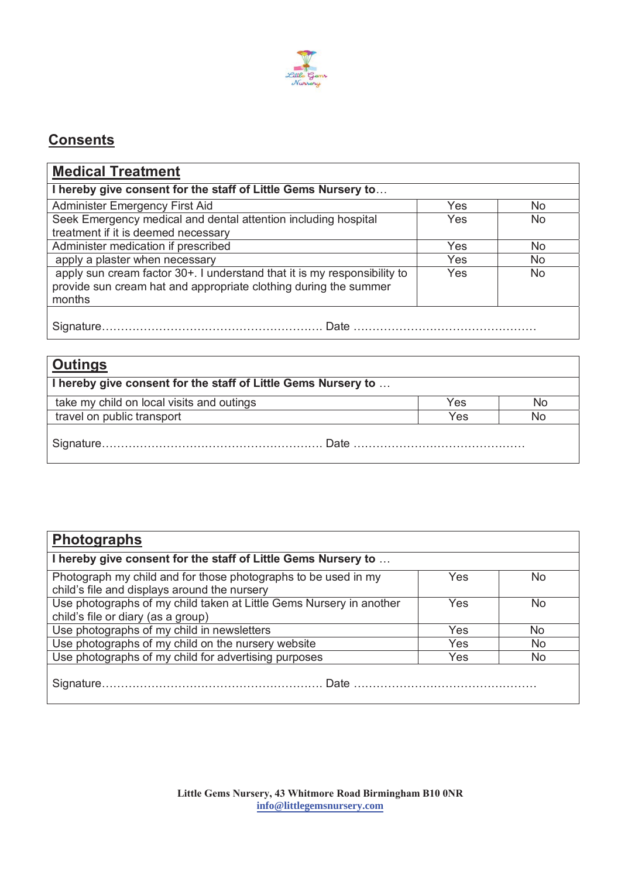## Consents

| Medical Treatment | | |
|---|---|---|
| **I hereby give consent for the staff of Little Gems Nursery to…** | | |
| Administer Emergency First Aid | Yes | No |
| Seek Emergency medical and dental attention including hospital treatment if it is deemed necessary | Yes | No |
| Administer medication if prescribed | Yes | No |
| apply a plaster when necessary | Yes | No |
| apply sun cream factor 30+. I understand that it is my responsibility to provide sun cream hat and appropriate clothing during the summer months | Yes | No |
| Signature………………………………………………… Date ………………………………………… | | |

| Outings | | |
|---|---|---|
| **I hereby give consent for the staff of Little Gems Nursery to …** | | |
| take my child on local visits and outings | Yes | No |
| travel on public transport | Yes | No |
| Signature………………………………………………… Date ……………………………………… | | |

| Photographs | | |
|---|---|---|
| **I hereby give consent for the staff of Little Gems Nursery to …** | | |
| Photograph my child and for those photographs to be used in my child's file and displays around the nursery | Yes | No |
| Use photographs of my child taken at Little Gems Nursery in another child's file or diary (as a group) | Yes | No |
| Use photographs of my child in newsletters | Yes | No |
| Use photographs of my child on the nursery website | Yes | No |
| Use photographs of my child for advertising purposes | Yes | No |
| Signature………………………………………………… Date ………………………………………… | | |

**Little Gems Nursery, 43 Whitmore Road Birmingham B10 0NR**
**info@littlegemsnursery.com**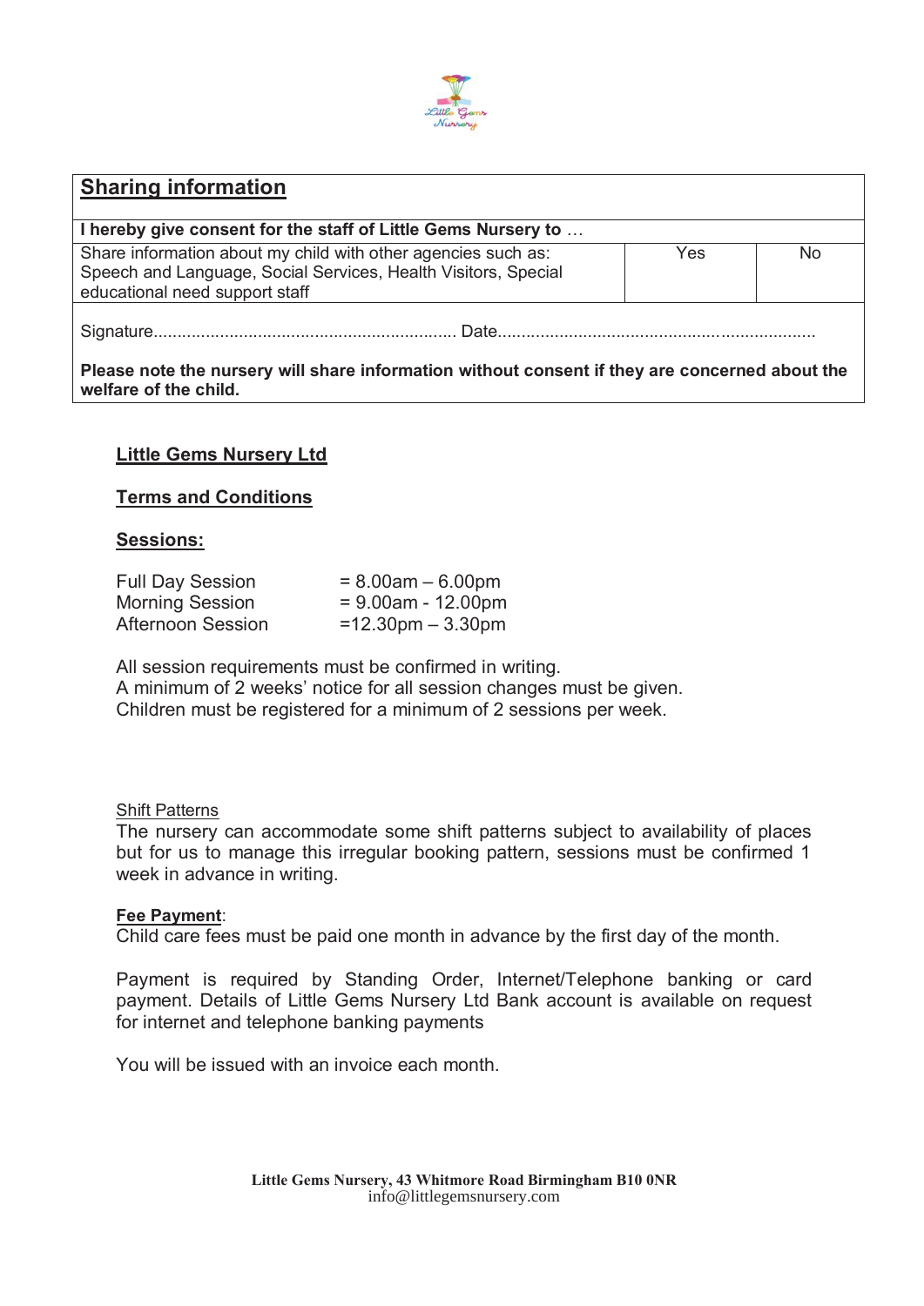## Sharing information

| I hereby give consent for the staff of Little Gems Nursery to … | | |
|---|---|---|
| Share information about my child with other agencies such as: Speech and Language, Social Services, Health Visitors, Special educational need support staff | Yes | No |

Signature............................................................... Date..................................................................

**Please note the nursery will share information without consent if they are concerned about the welfare of the child.**

**Little Gems Nursery Ltd**

**Terms and Conditions**

**Sessions:**

| | |
|---|---|
| Full Day Session | = 8.00am – 6.00pm |
| Morning Session | = 9.00am - 12.00pm |
| Afternoon Session | =12.30pm – 3.30pm |

All session requirements must be confirmed in writing.
A minimum of 2 weeks' notice for all session changes must be given.
Children must be registered for a minimum of 2 sessions per week.

Shift Patterns

The nursery can accommodate some shift patterns subject to availability of places but for us to manage this irregular booking pattern, sessions must be confirmed 1 week in advance in writing.

**Fee Payment**:

Child care fees must be paid one month in advance by the first day of the month.

Payment is required by Standing Order, Internet/Telephone banking or card payment. Details of Little Gems Nursery Ltd Bank account is available on request for internet and telephone banking payments

You will be issued with an invoice each month.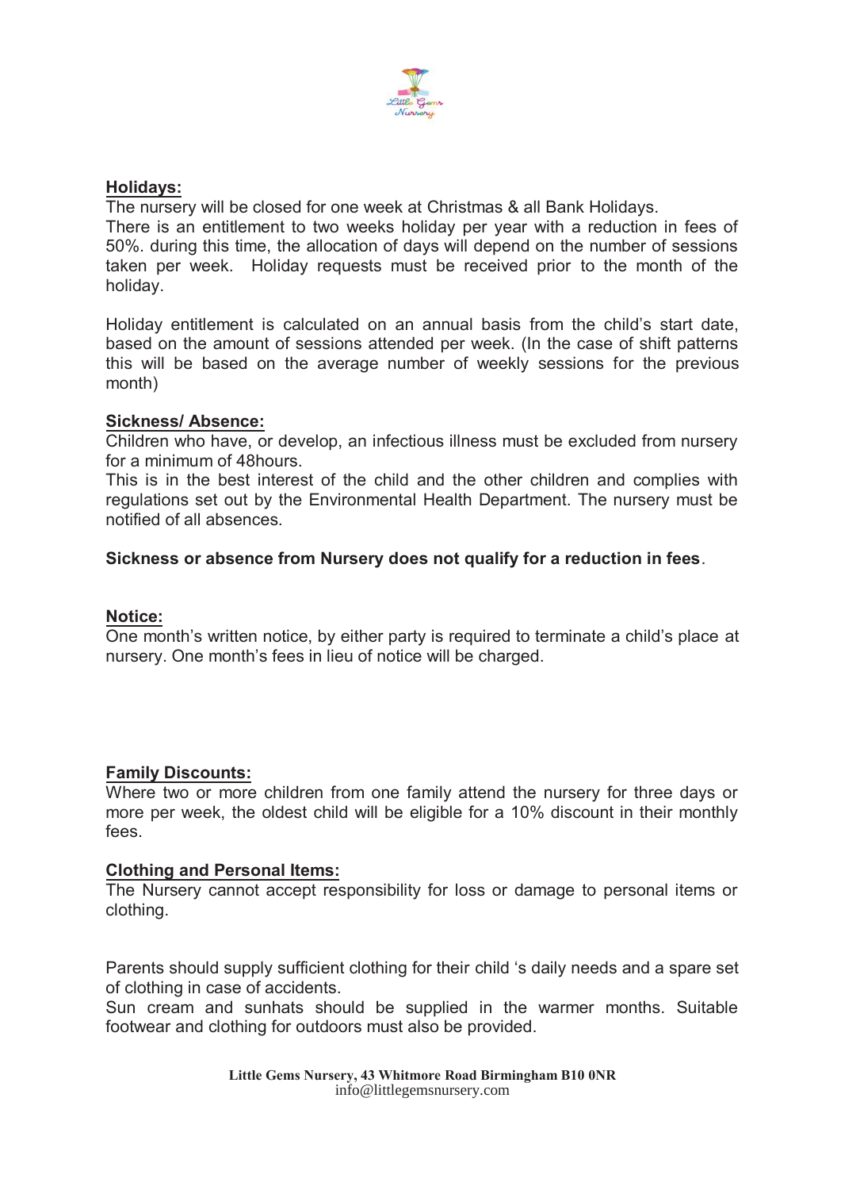**Holidays:**

The nursery will be closed for one week at Christmas & all Bank Holidays.
There is an entitlement to two weeks holiday per year with a reduction in fees of 50%. during this time, the allocation of days will depend on the number of sessions taken per week. Holiday requests must be received prior to the month of the holiday.

Holiday entitlement is calculated on an annual basis from the child's start date, based on the amount of sessions attended per week. (In the case of shift patterns this will be based on the average number of weekly sessions for the previous month)

**Sickness/ Absence:**

Children who have, or develop, an infectious illness must be excluded from nursery for a minimum of 48hours.
This is in the best interest of the child and the other children and complies with regulations set out by the Environmental Health Department. The nursery must be notified of all absences.

**Sickness or absence from Nursery does not qualify for a reduction in fees**.

**Notice:**

One month's written notice, by either party is required to terminate a child's place at nursery. One month's fees in lieu of notice will be charged.

**Family Discounts:**

Where two or more children from one family attend the nursery for three days or more per week, the oldest child will be eligible for a 10% discount in their monthly fees.

**Clothing and Personal Items:**

The Nursery cannot accept responsibility for loss or damage to personal items or clothing.

Parents should supply sufficient clothing for their child 's daily needs and a spare set of clothing in case of accidents.
Sun cream and sunhats should be supplied in the warmer months. Suitable footwear and clothing for outdoors must also be provided.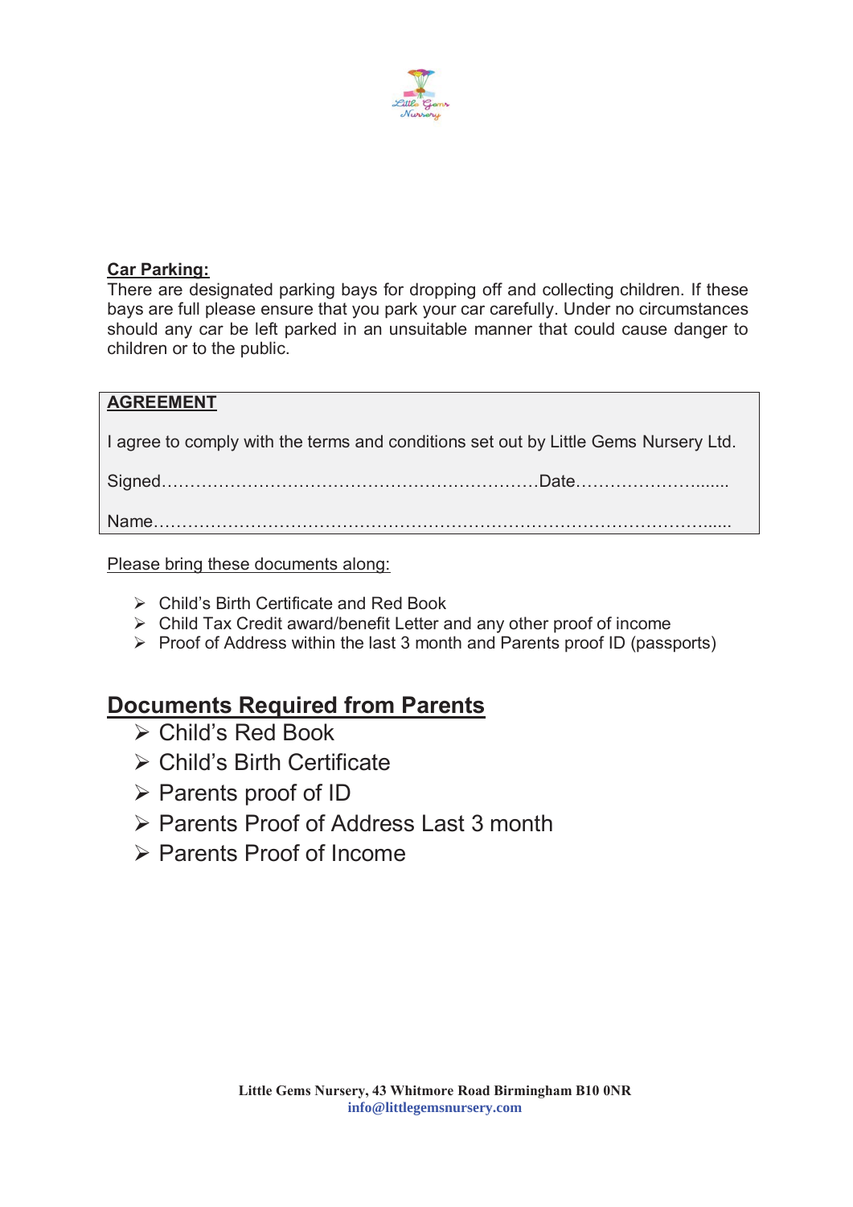**Car Parking:**

There are designated parking bays for dropping off and collecting children. If these bays are full please ensure that you park your car carefully. Under no circumstances should any car be left parked in an unsuitable manner that could cause danger to children or to the public.

**AGREEMENT**

I agree to comply with the terms and conditions set out by Little Gems Nursery Ltd.

Signed…………………………………………………………Date…………………….......

Name……………………………………………………………………………………......

Please bring these documents along:

- Child's Birth Certificate and Red Book
- Child Tax Credit award/benefit Letter and any other proof of income
- Proof of Address within the last 3 month and Parents proof ID (passports)

## Documents Required from Parents

- Child's Red Book
- Child's Birth Certificate
- Parents proof of ID
- Parents Proof of Address Last 3 month
- Parents Proof of Income

**Little Gems Nursery, 43 Whitmore Road Birmingham B10 0NR**
**info@littlegemsnursery.com**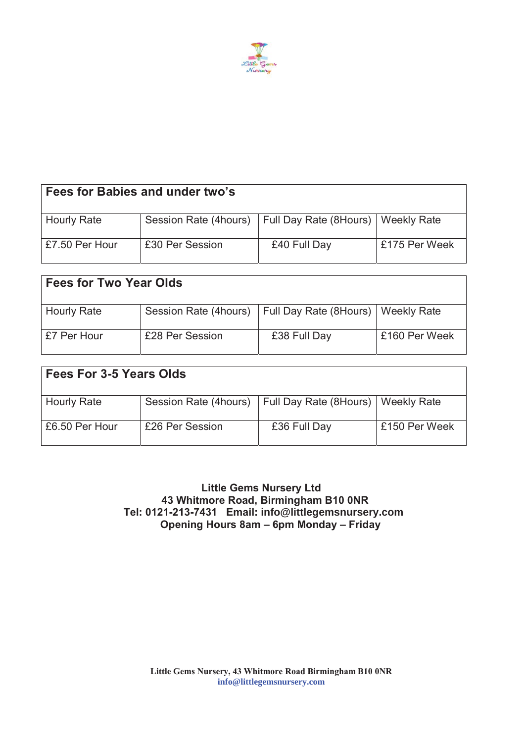| Fees for Babies and under two's | | | |
|---|---|---|---|
| Hourly Rate | Session Rate (4hours) | Full Day Rate (8Hours) | Weekly Rate |
| £7.50 Per Hour | £30 Per Session | £40 Full Day | £175 Per Week |

| Fees for Two Year Olds | | | |
|---|---|---|---|
| Hourly Rate | Session Rate (4hours) | Full Day Rate (8Hours) | Weekly Rate |
| £7 Per Hour | £28 Per Session | £38 Full Day | £160 Per Week |

| Fees For 3-5 Years Olds | | | |
|---|---|---|---|
| Hourly Rate | Session Rate (4hours) | Full Day Rate (8Hours) | Weekly Rate |
| £6.50 Per Hour | £26 Per Session | £36 Full Day | £150 Per Week |

**Little Gems Nursery Ltd**
**43 Whitmore Road, Birmingham B10 0NR**
**Tel: 0121-213-7431 Email: info@littlegemsnursery.com**
**Opening Hours 8am – 6pm Monday – Friday**